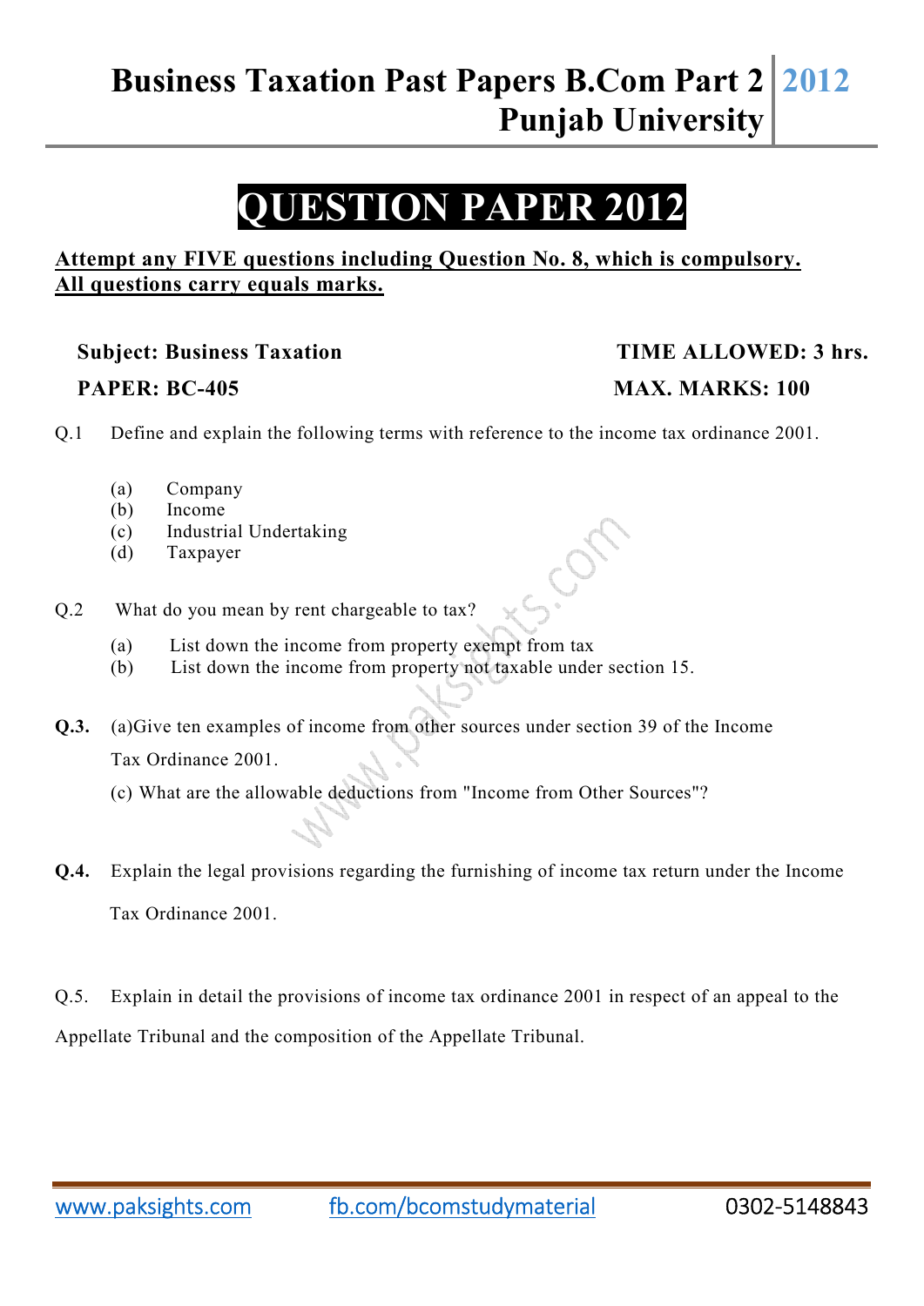# Business Taxation Past Papers B.Com Part 2 Punjab University 2012

## QUESTION PAPER 2012

**Attempt any FIVE questions including Question No. 8, which is compulsory.**
**All questions carry equals marks.**

**Subject: Business Taxation** **TIME ALLOWED: 3 hrs.**

**PAPER: BC-405** **MAX. MARKS: 100**

Q.1 Define and explain the following terms with reference to the income tax ordinance 2001.

(a) Company
(b) Income
(c) Industrial Undertaking
(d) Taxpayer

Q.2 What do you mean by rent chargeable to tax?

(a) List down the income from property exempt from tax
(b) List down the income from property not taxable under section 15.

**Q.3.** (a)Give ten examples of income from other sources under section 39 of the Income Tax Ordinance 2001.

(c) What are the allowable deductions from "Income from Other Sources"?

**Q.4.** Explain the legal provisions regarding the furnishing of income tax return under the Income Tax Ordinance 2001.

Q.5. Explain in detail the provisions of income tax ordinance 2001 in respect of an appeal to the Appellate Tribunal and the composition of the Appellate Tribunal.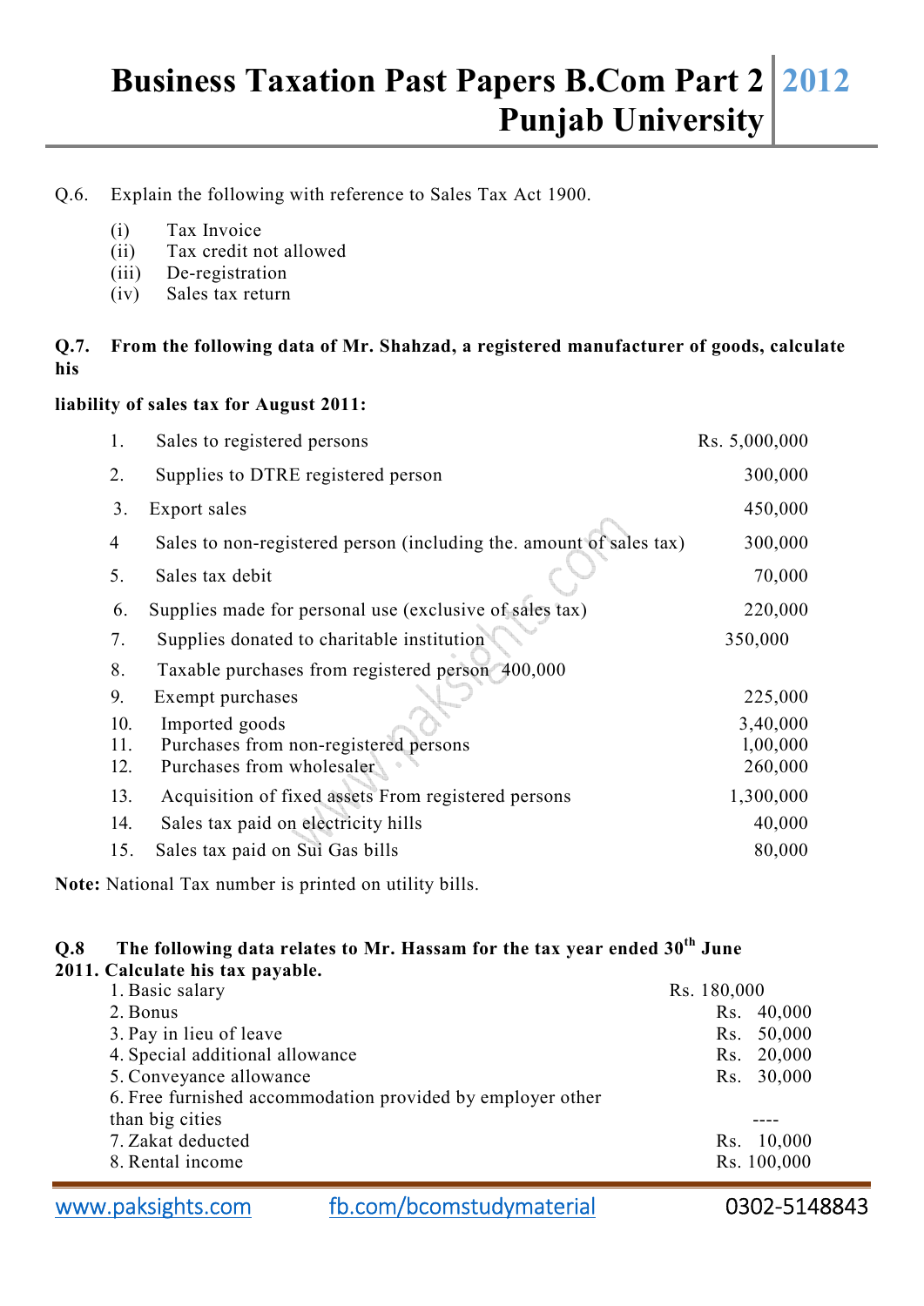Q.6. Explain the following with reference to Sales Tax Act 1900.

(i) Tax Invoice
(ii) Tax credit not allowed
(iii) De-registration
(iv) Sales tax return

**Q.7. From the following data of Mr. Shahzad, a registered manufacturer of goods, calculate his**

**liability of sales tax for August 2011:**

| | | |
|---|---|---|
| 1. | Sales to registered persons | Rs. 5,000,000 |
| 2. | Supplies to DTRE registered person | 300,000 |
| 3. | Export sales | 450,000 |
| 4 | Sales to non-registered person (including the. amount of sales tax) | 300,000 |
| 5. | Sales tax debit | 70,000 |
| 6. | Supplies made for personal use (exclusive of sales tax) | 220,000 |
| 7. | Supplies donated to charitable institution | 350,000 |
| 8. | Taxable purchases from registered person | 400,000 |
| 9. | Exempt purchases | 225,000 |
| 10. | Imported goods | 3,40,000 |
| 11. | Purchases from non-registered persons | 1,00,000 |
| 12. | Purchases from wholesaler | 260,000 |
| 13. | Acquisition of fixed assets From registered persons | 1,300,000 |
| 14. | Sales tax paid on electricity hills | 40,000 |
| 15. | Sales tax paid on Sui Gas bills | 80,000 |

**Note:** National Tax number is printed on utility bills.

**Q.8 The following data relates to Mr. Hassam for the tax year ended 30th June 2011. Calculate his tax payable.**

| | |
|---|---|
| 1. Basic salary | Rs. 180,000 |
| 2. Bonus | Rs. 40,000 |
| 3. Pay in lieu of leave | Rs. 50,000 |
| 4. Special additional allowance | Rs. 20,000 |
| 5. Conveyance allowance | Rs. 30,000 |
| 6. Free furnished accommodation provided by employer other than big cities | ---- |
| 7. Zakat deducted | Rs. 10,000 |
| 8. Rental income | Rs. 100,000 |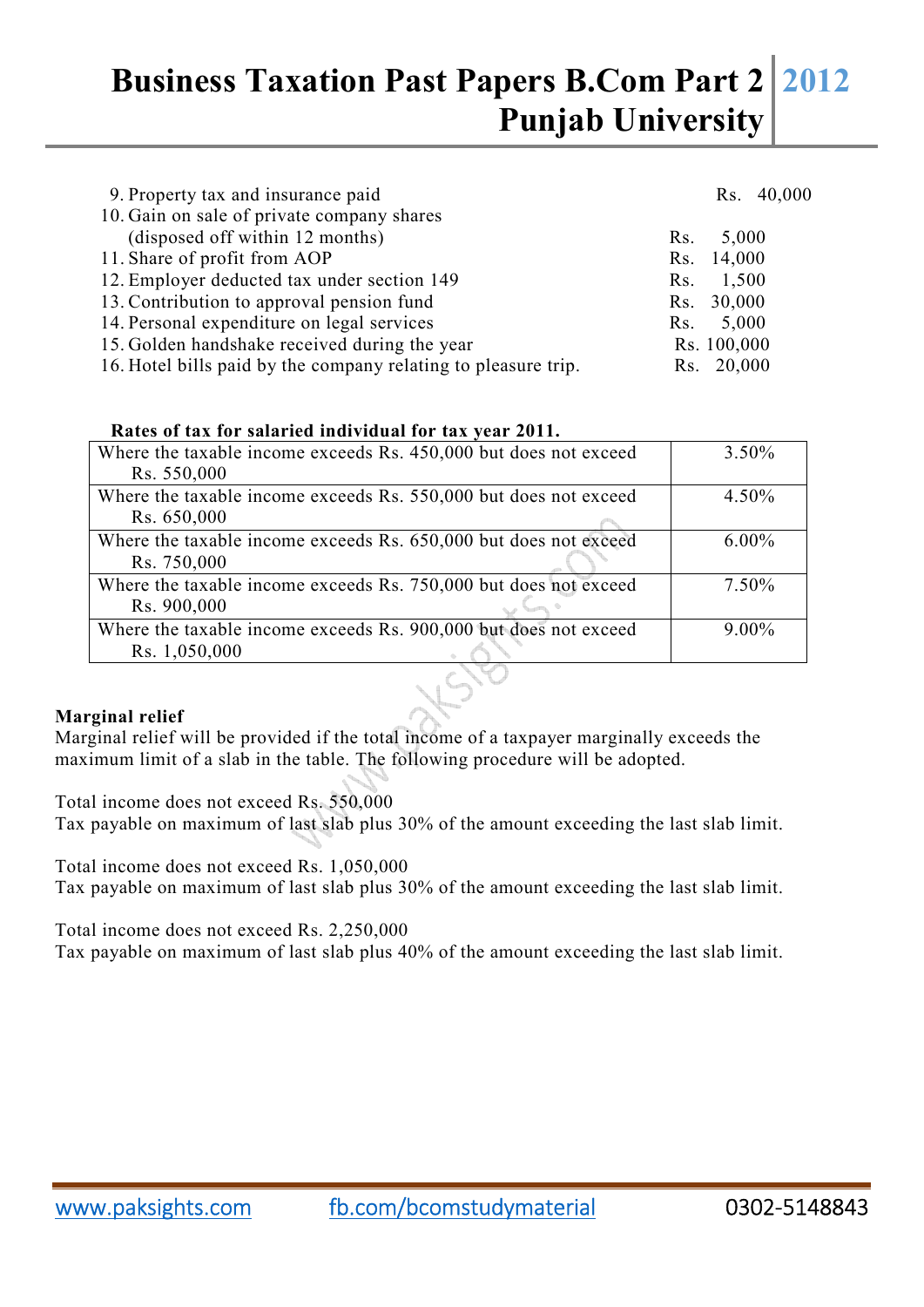9. Property tax and insurance paid — Rs. 40,000
10. Gain on sale of private company shares (disposed off within 12 months) — Rs. 5,000
11. Share of profit from AOP — Rs. 14,000
12. Employer deducted tax under section 149 — Rs. 1,500
13. Contribution to approval pension fund — Rs. 30,000
14. Personal expenditure on legal services — Rs. 5,000
15. Golden handshake received during the year — Rs. 100,000
16. Hotel bills paid by the company relating to pleasure trip. — Rs. 20,000

**Rates of tax for salaried individual for tax year 2011.**

| | |
|---|---|
| Where the taxable income exceeds Rs. 450,000 but does not exceed Rs. 550,000 | 3.50% |
| Where the taxable income exceeds Rs. 550,000 but does not exceed Rs. 650,000 | 4.50% |
| Where the taxable income exceeds Rs. 650,000 but does not exceed Rs. 750,000 | 6.00% |
| Where the taxable income exceeds Rs. 750,000 but does not exceed Rs. 900,000 | 7.50% |
| Where the taxable income exceeds Rs. 900,000 but does not exceed Rs. 1,050,000 | 9.00% |

**Marginal relief**

Marginal relief will be provided if the total income of a taxpayer marginally exceeds the maximum limit of a slab in the table. The following procedure will be adopted.

Total income does not exceed Rs. 550,000
Tax payable on maximum of last slab plus 30% of the amount exceeding the last slab limit.

Total income does not exceed Rs. 1,050,000
Tax payable on maximum of last slab plus 30% of the amount exceeding the last slab limit.

Total income does not exceed Rs. 2,250,000
Tax payable on maximum of last slab plus 40% of the amount exceeding the last slab limit.